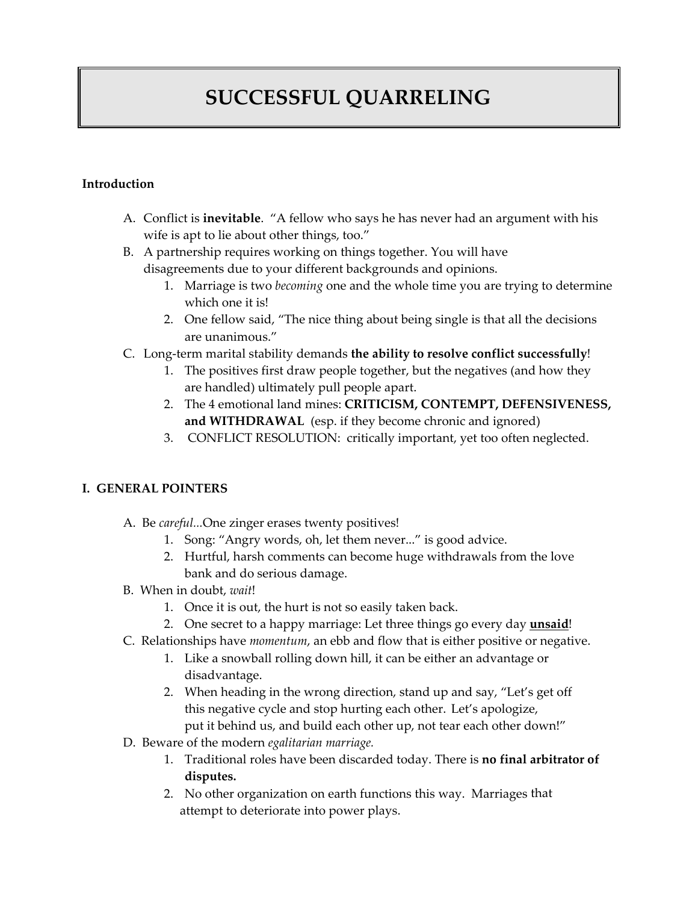# SUCCESSFUL QUARRELING

**Introduction**

A. Conflict is **inevitable**. "A fellow who says he has never had an argument with his wife is apt to lie about other things, too."

B. A partnership requires working on things together. You will have disagreements due to your different backgrounds and opinions.
   1. Marriage is two *becoming* one and the whole time you are trying to determine which one it is!
   2. One fellow said, "The nice thing about being single is that all the decisions are unanimous."

C. Long-term marital stability demands **the ability to resolve conflict successfully**!
   1. The positives first draw people together, but the negatives (and how they are handled) ultimately pull people apart.
   2. The 4 emotional land mines: **CRITICISM, CONTEMPT, DEFENSIVENESS, and WITHDRAWAL** (esp. if they become chronic and ignored)
   3. CONFLICT RESOLUTION: critically important, yet too often neglected.

**I. GENERAL POINTERS**

A. Be *careful*...One zinger erases twenty positives!
   1. Song: "Angry words, oh, let them never..." is good advice.
   2. Hurtful, harsh comments can become huge withdrawals from the love bank and do serious damage.

B. When in doubt, *wait*!
   1. Once it is out, the hurt is not so easily taken back.
   2. One secret to a happy marriage: Let three things go every day <u>**unsaid**</u>!

C. Relationships have *momentum*, an ebb and flow that is either positive or negative.
   1. Like a snowball rolling down hill, it can be either an advantage or disadvantage.
   2. When heading in the wrong direction, stand up and say, "Let's get off this negative cycle and stop hurting each other. Let's apologize, put it behind us, and build each other up, not tear each other down!"

D. Beware of the modern *egalitarian marriage.*
   1. Traditional roles have been discarded today. There is **no final arbitrator of disputes.**
   2. No other organization on earth functions this way. Marriages that attempt to deteriorate into power plays.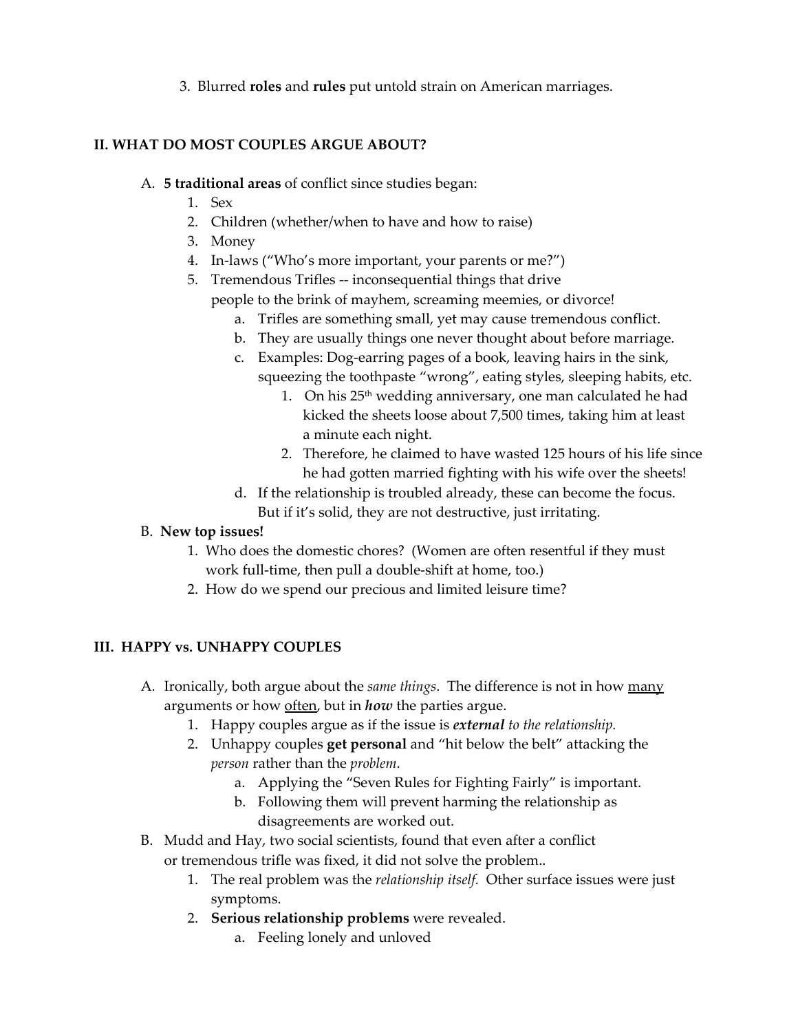3. Blurred **roles** and **rules** put untold strain on American marriages.

## II. WHAT DO MOST COUPLES ARGUE ABOUT?

A. **5 traditional areas** of conflict since studies began:
   1. Sex
   2. Children (whether/when to have and how to raise)
   3. Money
   4. In-laws ("Who's more important, your parents or me?")
   5. Tremendous Trifles -- inconsequential things that drive people to the brink of mayhem, screaming meemies, or divorce!
      a. Trifles are something small, yet may cause tremendous conflict.
      b. They are usually things one never thought about before marriage.
      c. Examples: Dog-earring pages of a book, leaving hairs in the sink, squeezing the toothpaste "wrong", eating styles, sleeping habits, etc.
         1. On his 25th wedding anniversary, one man calculated he had kicked the sheets loose about 7,500 times, taking him at least a minute each night.
         2. Therefore, he claimed to have wasted 125 hours of his life since he had gotten married fighting with his wife over the sheets!
      d. If the relationship is troubled already, these can become the focus. But if it's solid, they are not destructive, just irritating.

B. **New top issues!**
   1. Who does the domestic chores? (Women are often resentful if they must work full-time, then pull a double-shift at home, too.)
   2. How do we spend our precious and limited leisure time?

## III. HAPPY vs. UNHAPPY COUPLES

A. Ironically, both argue about the *same things*. The difference is not in how <u>many</u> arguments or how <u>often</u>, but in ***how*** the parties argue.
   1. Happy couples argue as if the issue is ***external*** *to the relationship.*
   2. Unhappy couples **get personal** and "hit below the belt" attacking the *person* rather than the *problem*.
      a. Applying the "Seven Rules for Fighting Fairly" is important.
      b. Following them will prevent harming the relationship as disagreements are worked out.

B. Mudd and Hay, two social scientists, found that even after a conflict or tremendous trifle was fixed, it did not solve the problem..
   1. The real problem was the *relationship itself.* Other surface issues were just symptoms.
   2. **Serious relationship problems** were revealed.
      a. Feeling lonely and unloved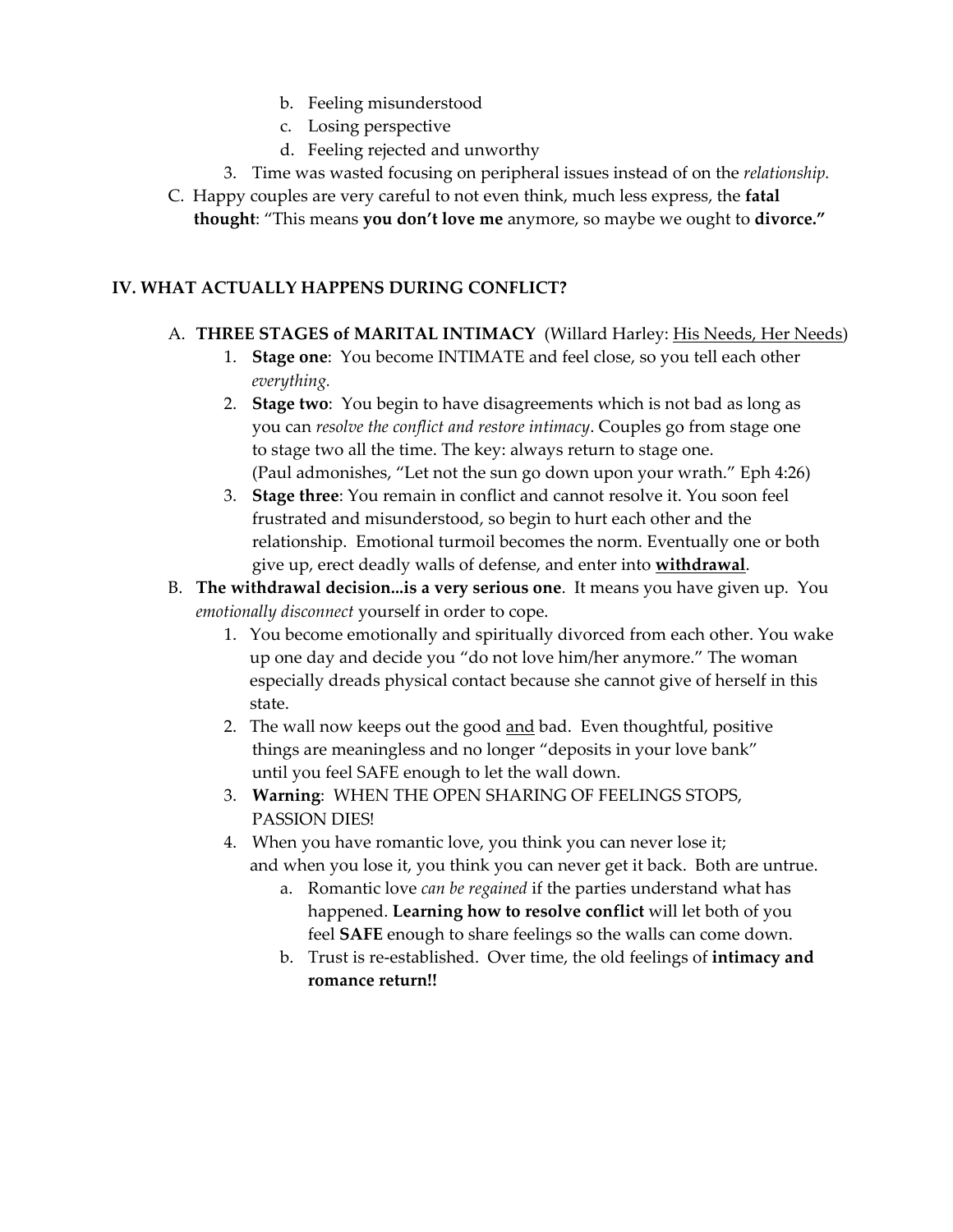b. Feeling misunderstood
   c. Losing perspective
   d. Feeling rejected and unworthy
3. Time was wasted focusing on peripheral issues instead of on the *relationship.*

C. Happy couples are very careful to not even think, much less express, the **fatal thought**: "This means **you don't love me** anymore, so maybe we ought to **divorce."**

## IV. WHAT ACTUALLY HAPPENS DURING CONFLICT?

A. **THREE STAGES of MARITAL INTIMACY** (Willard Harley: His Needs, Her Needs)
   1. **Stage one**: You become INTIMATE and feel close, so you tell each other *everything.*
   2. **Stage two**: You begin to have disagreements which is not bad as long as you can *resolve the conflict and restore intimacy*. Couples go from stage one to stage two all the time. The key: always return to stage one. (Paul admonishes, "Let not the sun go down upon your wrath." Eph 4:26)
   3. **Stage three**: You remain in conflict and cannot resolve it. You soon feel frustrated and misunderstood, so begin to hurt each other and the relationship. Emotional turmoil becomes the norm. Eventually one or both give up, erect deadly walls of defense, and enter into **withdrawal**.

B. **The withdrawal decision...is a very serious one**. It means you have given up. You *emotionally disconnect* yourself in order to cope.
   1. You become emotionally and spiritually divorced from each other. You wake up one day and decide you "do not love him/her anymore." The woman especially dreads physical contact because she cannot give of herself in this state.
   2. The wall now keeps out the good and bad. Even thoughtful, positive things are meaningless and no longer "deposits in your love bank" until you feel SAFE enough to let the wall down.
   3. **Warning**: WHEN THE OPEN SHARING OF FEELINGS STOPS, PASSION DIES!
   4. When you have romantic love, you think you can never lose it; and when you lose it, you think you can never get it back. Both are untrue.
      a. Romantic love *can be regained* if the parties understand what has happened. **Learning how to resolve conflict** will let both of you feel **SAFE** enough to share feelings so the walls can come down.
      b. Trust is re-established. Over time, the old feelings of **intimacy and romance return!!**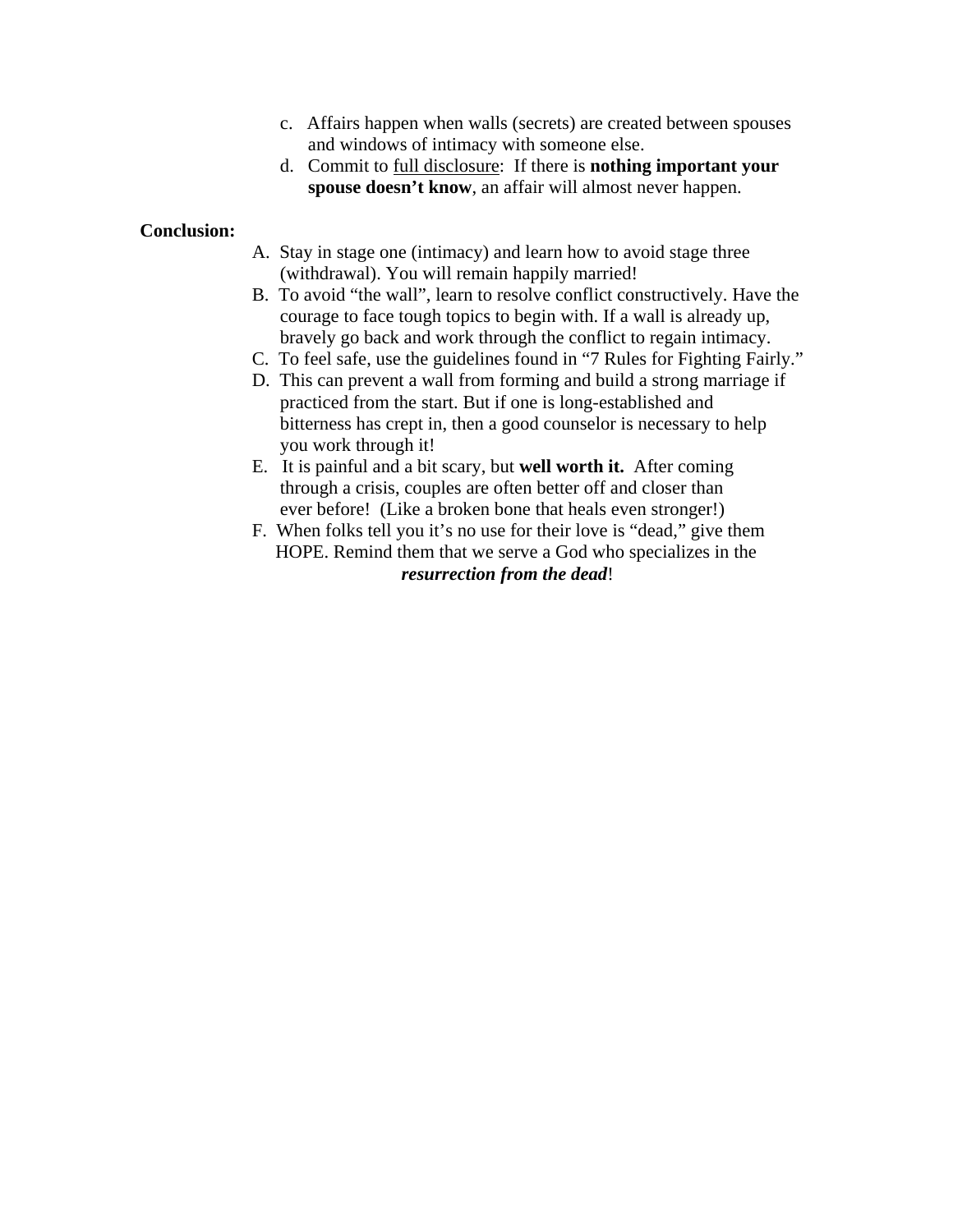c. Affairs happen when walls (secrets) are created between spouses and windows of intimacy with someone else.
d. Commit to full disclosure: If there is **nothing important your spouse doesn't know**, an affair will almost never happen.

**Conclusion:**

A. Stay in stage one (intimacy) and learn how to avoid stage three (withdrawal). You will remain happily married!
B. To avoid "the wall", learn to resolve conflict constructively. Have the courage to face tough topics to begin with. If a wall is already up, bravely go back and work through the conflict to regain intimacy.
C. To feel safe, use the guidelines found in "7 Rules for Fighting Fairly."
D. This can prevent a wall from forming and build a strong marriage if practiced from the start. But if one is long-established and bitterness has crept in, then a good counselor is necessary to help you work through it!
E. It is painful and a bit scary, but **well worth it.** After coming through a crisis, couples are often better off and closer than ever before! (Like a broken bone that heals even stronger!)
F. When folks tell you it's no use for their love is "dead," give them HOPE. Remind them that we serve a God who specializes in the ***resurrection from the dead***!